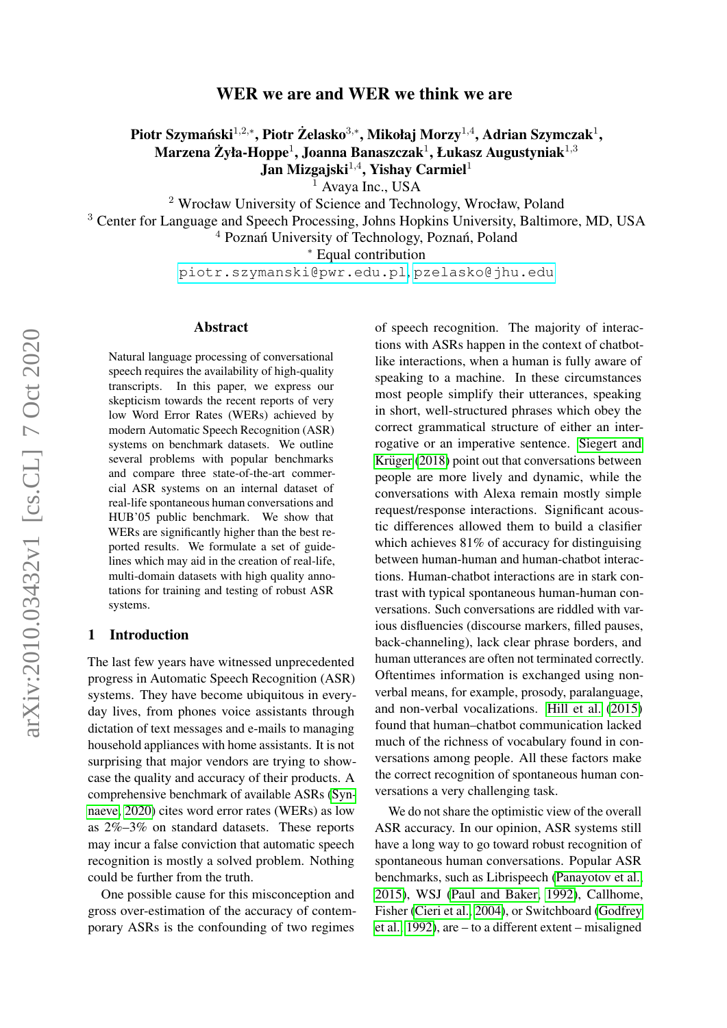# WER we are and WER we think we are

**Piotr Szymański**[1,2,*], **Piotr Żelasko**[3,*], **Mikołaj Morzy**[1,4], **Adrian Szymczak**[1], **Marzena Żyła-Hoppe**[1], **Joanna Banaszczak**[1], **Łukasz Augustyniak**[1,3] **Jan Mizgajski**[1,4], **Yishay Carmiel**[1]

[1] Avaya Inc., USA

[2] Wrocław University of Science and Technology, Wrocław, Poland

[3] Center for Language and Speech Processing, Johns Hopkins University, Baltimore, MD, USA

[4] Poznań University of Technology, Poznań, Poland

[*] Equal contribution

piotr.szymanski@pwr.edu.pl, pzelasko@jhu.edu

## Abstract

Natural language processing of conversational speech requires the availability of high-quality transcripts. In this paper, we express our skepticism towards the recent reports of very low Word Error Rates (WERs) achieved by modern Automatic Speech Recognition (ASR) systems on benchmark datasets. We outline several problems with popular benchmarks and compare three state-of-the-art commercial ASR systems on an internal dataset of real-life spontaneous human conversations and HUB'05 public benchmark. We show that WERs are significantly higher than the best reported results. We formulate a set of guidelines which may aid in the creation of real-life, multi-domain datasets with high quality annotations for training and testing of robust ASR systems.

## 1 Introduction

The last few years have witnessed unprecedented progress in Automatic Speech Recognition (ASR) systems. They have become ubiquitous in everyday lives, from phones voice assistants through dictation of text messages and e-mails to managing household appliances with home assistants. It is not surprising that major vendors are trying to showcase the quality and accuracy of their products. A comprehensive benchmark of available ASRs (Synnaeve, 2020) cites word error rates (WERs) as low as 2%–3% on standard datasets. These reports may incur a false conviction that automatic speech recognition is mostly a solved problem. Nothing could be further from the truth.

One possible cause for this misconception and gross over-estimation of the accuracy of contemporary ASRs is the confounding of two regimes of speech recognition. The majority of interactions with ASRs happen in the context of chatbot-like interactions, when a human is fully aware of speaking to a machine. In these circumstances most people simplify their utterances, speaking in short, well-structured phrases which obey the correct grammatical structure of either an interrogative or an imperative sentence. Siegert and Krüger (2018) point out that conversations between people are more lively and dynamic, while the conversations with Alexa remain mostly simple request/response interactions. Significant acoustic differences allowed them to build a clasifier which achieves 81% of accuracy for distinguising between human-human and human-chatbot interactions. Human-chatbot interactions are in stark contrast with typical spontaneous human-human conversations. Such conversations are riddled with various disfluencies (discourse markers, filled pauses, back-channeling), lack clear phrase borders, and human utterances are often not terminated correctly. Oftentimes information is exchanged using nonverbal means, for example, prosody, paralanguage, and non-verbal vocalizations. Hill et al. (2015) found that human–chatbot communication lacked much of the richness of vocabulary found in conversations among people. All these factors make the correct recognition of spontaneous human conversations a very challenging task.

We do not share the optimistic view of the overall ASR accuracy. In our opinion, ASR systems still have a long way to go toward robust recognition of spontaneous human conversations. Popular ASR benchmarks, such as Librispeech (Panayotov et al., 2015), WSJ (Paul and Baker, 1992), Callhome, Fisher (Cieri et al., 2004), or Switchboard (Godfrey et al., 1992), are – to a different extent – misaligned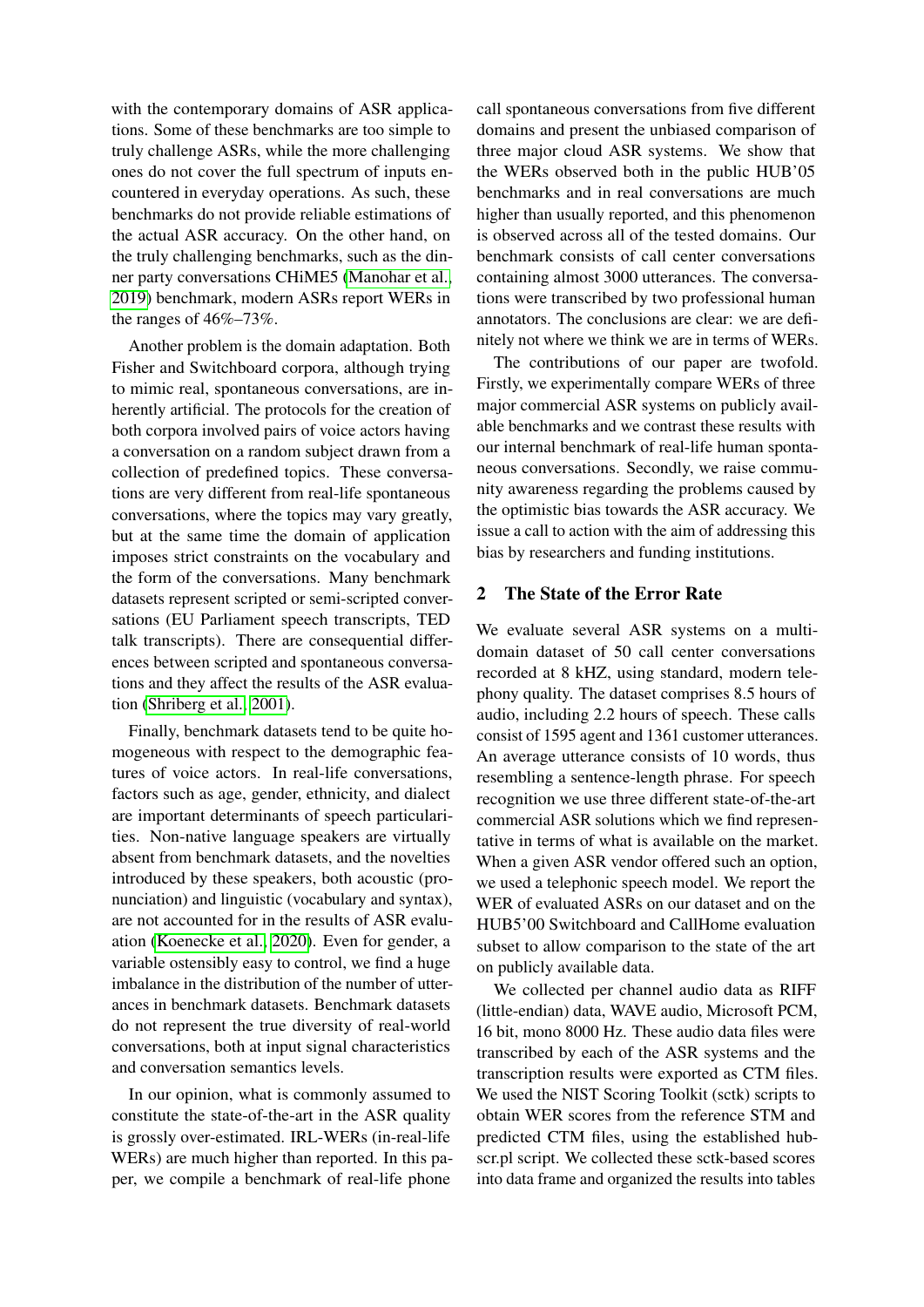with the contemporary domains of ASR applications. Some of these benchmarks are too simple to truly challenge ASRs, while the more challenging ones do not cover the full spectrum of inputs encountered in everyday operations. As such, these benchmarks do not provide reliable estimations of the actual ASR accuracy. On the other hand, on the truly challenging benchmarks, such as the dinner party conversations CHiME5 (Manohar et al., 2019) benchmark, modern ASRs report WERs in the ranges of 46%–73%.

Another problem is the domain adaptation. Both Fisher and Switchboard corpora, although trying to mimic real, spontaneous conversations, are inherently artificial. The protocols for the creation of both corpora involved pairs of voice actors having a conversation on a random subject drawn from a collection of predefined topics. These conversations are very different from real-life spontaneous conversations, where the topics may vary greatly, but at the same time the domain of application imposes strict constraints on the vocabulary and the form of the conversations. Many benchmark datasets represent scripted or semi-scripted conversations (EU Parliament speech transcripts, TED talk transcripts). There are consequential differences between scripted and spontaneous conversations and they affect the results of the ASR evaluation (Shriberg et al., 2001).

Finally, benchmark datasets tend to be quite homogeneous with respect to the demographic features of voice actors. In real-life conversations, factors such as age, gender, ethnicity, and dialect are important determinants of speech particularities. Non-native language speakers are virtually absent from benchmark datasets, and the novelties introduced by these speakers, both acoustic (pronunciation) and linguistic (vocabulary and syntax), are not accounted for in the results of ASR evaluation (Koenecke et al., 2020). Even for gender, a variable ostensibly easy to control, we find a huge imbalance in the distribution of the number of utterances in benchmark datasets. Benchmark datasets do not represent the true diversity of real-world conversations, both at input signal characteristics and conversation semantics levels.

In our opinion, what is commonly assumed to constitute the state-of-the-art in the ASR quality is grossly over-estimated. IRL-WERs (in-real-life WERs) are much higher than reported. In this paper, we compile a benchmark of real-life phone call spontaneous conversations from five different domains and present the unbiased comparison of three major cloud ASR systems. We show that the WERs observed both in the public HUB'05 benchmarks and in real conversations are much higher than usually reported, and this phenomenon is observed across all of the tested domains. Our benchmark consists of call center conversations containing almost 3000 utterances. The conversations were transcribed by two professional human annotators. The conclusions are clear: we are definitely not where we think we are in terms of WERs.

The contributions of our paper are twofold. Firstly, we experimentally compare WERs of three major commercial ASR systems on publicly available benchmarks and we contrast these results with our internal benchmark of real-life human spontaneous conversations. Secondly, we raise community awareness regarding the problems caused by the optimistic bias towards the ASR accuracy. We issue a call to action with the aim of addressing this bias by researchers and funding institutions.

## 2 The State of the Error Rate

We evaluate several ASR systems on a multi-domain dataset of 50 call center conversations recorded at 8 kHZ, using standard, modern telephony quality. The dataset comprises 8.5 hours of audio, including 2.2 hours of speech. These calls consist of 1595 agent and 1361 customer utterances. An average utterance consists of 10 words, thus resembling a sentence-length phrase. For speech recognition we use three different state-of-the-art commercial ASR solutions which we find representative in terms of what is available on the market. When a given ASR vendor offered such an option, we used a telephonic speech model. We report the WER of evaluated ASRs on our dataset and on the HUB5'00 Switchboard and CallHome evaluation subset to allow comparison to the state of the art on publicly available data.

We collected per channel audio data as RIFF (little-endian) data, WAVE audio, Microsoft PCM, 16 bit, mono 8000 Hz. These audio data files were transcribed by each of the ASR systems and the transcription results were exported as CTM files. We used the NIST Scoring Toolkit (sctk) scripts to obtain WER scores from the reference STM and predicted CTM files, using the established hubscr.pl script. We collected these sctk-based scores into data frame and organized the results into tables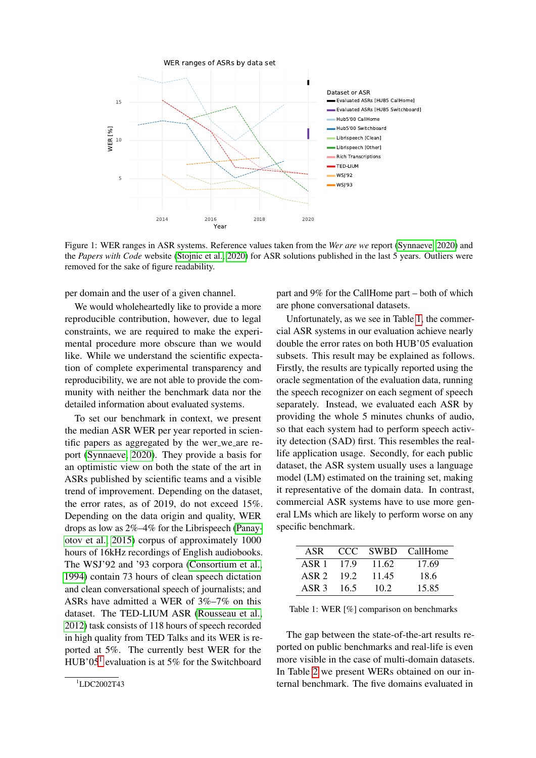Figure 1: WER ranges in ASR systems. Reference values taken from the *Wer are we* report (Synnaeve, 2020) and the *Papers with Code* website (Stojnic et al., 2020) for ASR solutions published in the last 5 years. Outliers were removed for the sake of figure readability.

per domain and the user of a given channel.

We would wholeheartedly like to provide a more reproducible contribution, however, due to legal constraints, we are required to make the experimental procedure more obscure than we would like. While we understand the scientific expectation of complete experimental transparency and reproducibility, we are not able to provide the community with neither the benchmark data nor the detailed information about evaluated systems.

To set our benchmark in context, we present the median ASR WER per year reported in scientific papers as aggregated by the wer_we_are report (Synnaeve, 2020). They provide a basis for an optimistic view on both the state of the art in ASRs published by scientific teams and a visible trend of improvement. Depending on the dataset, the error rates, as of 2019, do not exceed 15%. Depending on the data origin and quality, WER drops as low as 2%–4% for the Librispeech (Panayotov et al., 2015) corpus of approximately 1000 hours of 16kHz recordings of English audiobooks. The WSJ'92 and '93 corpora (Consortium et al., 1994) contain 73 hours of clean speech dictation and clean conversational speech of journalists; and ASRs have admitted a WER of 3%–7% on this dataset. The TED-LIUM ASR (Rousseau et al., 2012) task consists of 118 hours of speech recorded in high quality from TED Talks and its WER is reported at 5%. The currently best WER for the HUB'05[1] evaluation is at 5% for the Switchboard part and 9% for the CallHome part – both of which are phone conversational datasets.

Unfortunately, as we see in Table 1, the commercial ASR systems in our evaluation achieve nearly double the error rates on both HUB'05 evaluation subsets. This result may be explained as follows. Firstly, the results are typically reported using the oracle segmentation of the evaluation data, running the speech recognizer on each segment of speech separately. Instead, we evaluated each ASR by providing the whole 5 minutes chunks of audio, so that each system had to perform speech activity detection (SAD) first. This resembles the real-life application usage. Secondly, for each public dataset, the ASR system usually uses a language model (LM) estimated on the training set, making it representative of the domain data. In contrast, commercial ASR systems have to use more general LMs which are likely to perform worse on any specific benchmark.

| ASR | CCC | SWBD | CallHome |
|---|---|---|---|
| ASR 1 | 17.9 | 11.62 | 17.69 |
| ASR 2 | 19.2 | 11.45 | 18.6 |
| ASR 3 | 16.5 | 10.2 | 15.85 |

Table 1: WER [%] comparison on benchmarks

The gap between the state-of-the-art results reported on public benchmarks and real-life is even more visible in the case of multi-domain datasets. In Table 2 we present WERs obtained on our internal benchmark. The five domains evaluated in

[1] LDC2002T43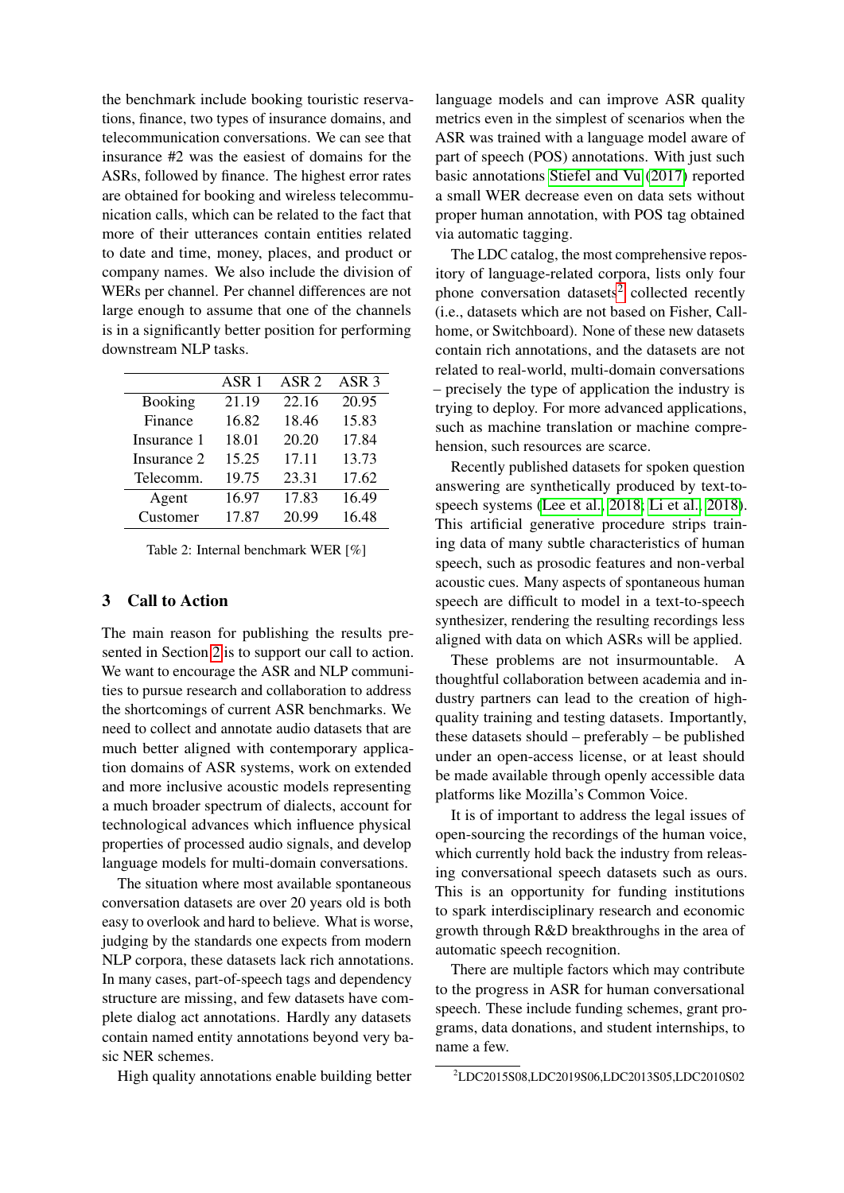the benchmark include booking touristic reservations, finance, two types of insurance domains, and telecommunication conversations. We can see that insurance #2 was the easiest of domains for the ASRs, followed by finance. The highest error rates are obtained for booking and wireless telecommunication calls, which can be related to the fact that more of their utterances contain entities related to date and time, money, places, and product or company names. We also include the division of WERs per channel. Per channel differences are not large enough to assume that one of the channels is in a significantly better position for performing downstream NLP tasks.

| | ASR 1 | ASR 2 | ASR 3 |
|---|---|---|---|
| Booking | 21.19 | 22.16 | 20.95 |
| Finance | 16.82 | 18.46 | 15.83 |
| Insurance 1 | 18.01 | 20.20 | 17.84 |
| Insurance 2 | 15.25 | 17.11 | 13.73 |
| Telecomm. | 19.75 | 23.31 | 17.62 |
| Agent | 16.97 | 17.83 | 16.49 |
| Customer | 17.87 | 20.99 | 16.48 |

Table 2: Internal benchmark WER [%]

## 3 Call to Action

The main reason for publishing the results presented in Section 2 is to support our call to action. We want to encourage the ASR and NLP communities to pursue research and collaboration to address the shortcomings of current ASR benchmarks. We need to collect and annotate audio datasets that are much better aligned with contemporary application domains of ASR systems, work on extended and more inclusive acoustic models representing a much broader spectrum of dialects, account for technological advances which influence physical properties of processed audio signals, and develop language models for multi-domain conversations.

The situation where most available spontaneous conversation datasets are over 20 years old is both easy to overlook and hard to believe. What is worse, judging by the standards one expects from modern NLP corpora, these datasets lack rich annotations. In many cases, part-of-speech tags and dependency structure are missing, and few datasets have complete dialog act annotations. Hardly any datasets contain named entity annotations beyond very basic NER schemes.

High quality annotations enable building better language models and can improve ASR quality metrics even in the simplest of scenarios when the ASR was trained with a language model aware of part of speech (POS) annotations. With just such basic annotations Stiefel and Vu (2017) reported a small WER decrease even on data sets without proper human annotation, with POS tag obtained via automatic tagging.

The LDC catalog, the most comprehensive repository of language-related corpora, lists only four phone conversation datasets[2] collected recently (i.e., datasets which are not based on Fisher, Callhome, or Switchboard). None of these new datasets contain rich annotations, and the datasets are not related to real-world, multi-domain conversations – precisely the type of application the industry is trying to deploy. For more advanced applications, such as machine translation or machine comprehension, such resources are scarce.

Recently published datasets for spoken question answering are synthetically produced by text-to-speech systems (Lee et al., 2018; Li et al., 2018). This artificial generative procedure strips training data of many subtle characteristics of human speech, such as prosodic features and non-verbal acoustic cues. Many aspects of spontaneous human speech are difficult to model in a text-to-speech synthesizer, rendering the resulting recordings less aligned with data on which ASRs will be applied.

These problems are not insurmountable. A thoughtful collaboration between academia and industry partners can lead to the creation of high-quality training and testing datasets. Importantly, these datasets should – preferably – be published under an open-access license, or at least should be made available through openly accessible data platforms like Mozilla's Common Voice.

It is of important to address the legal issues of open-sourcing the recordings of the human voice, which currently hold back the industry from releasing conversational speech datasets such as ours. This is an opportunity for funding institutions to spark interdisciplinary research and economic growth through R&D breakthroughs in the area of automatic speech recognition.

There are multiple factors which may contribute to the progress in ASR for human conversational speech. These include funding schemes, grant programs, data donations, and student internships, to name a few.

[2] LDC2015S08,LDC2019S06,LDC2013S05,LDC2010S02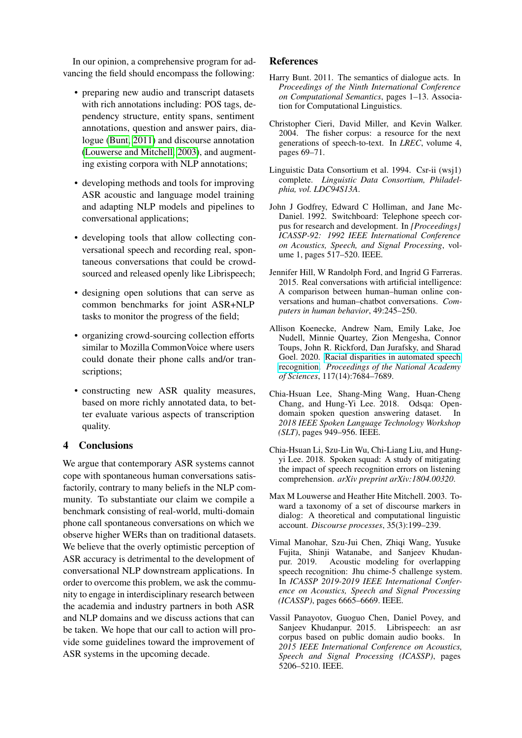In our opinion, a comprehensive program for advancing the field should encompass the following:

- preparing new audio and transcript datasets with rich annotations including: POS tags, dependency structure, entity spans, sentiment annotations, question and answer pairs, dialogue (Bunt, 2011) and discourse annotation (Louwerse and Mitchell, 2003), and augmenting existing corpora with NLP annotations;
- developing methods and tools for improving ASR acoustic and language model training and adapting NLP models and pipelines to conversational applications;
- developing tools that allow collecting conversational speech and recording real, spontaneous conversations that could be crowd-sourced and released openly like Librispeech;
- designing open solutions that can serve as common benchmarks for joint ASR+NLP tasks to monitor the progress of the field;
- organizing crowd-sourcing collection efforts similar to Mozilla CommonVoice where users could donate their phone calls and/or transcriptions;
- constructing new ASR quality measures, based on more richly annotated data, to better evaluate various aspects of transcription quality.

## 4 Conclusions

We argue that contemporary ASR systems cannot cope with spontaneous human conversations satisfactorily, contrary to many beliefs in the NLP community. To substantiate our claim we compile a benchmark consisting of real-world, multi-domain phone call spontaneous conversations on which we observe higher WERs than on traditional datasets. We believe that the overly optimistic perception of ASR accuracy is detrimental to the development of conversational NLP downstream applications. In order to overcome this problem, we ask the community to engage in interdisciplinary research between the academia and industry partners in both ASR and NLP domains and we discuss actions that can be taken. We hope that our call to action will provide some guidelines toward the improvement of ASR systems in the upcoming decade.

## References

Harry Bunt. 2011. The semantics of dialogue acts. In *Proceedings of the Ninth International Conference on Computational Semantics*, pages 1–13. Association for Computational Linguistics.

Christopher Cieri, David Miller, and Kevin Walker. 2004. The fisher corpus: a resource for the next generations of speech-to-text. In *LREC*, volume 4, pages 69–71.

Linguistic Data Consortium et al. 1994. Csr-ii (wsj1) complete. *Linguistic Data Consortium, Philadelphia, vol. LDC94S13A*.

John J Godfrey, Edward C Holliman, and Jane McDaniel. 1992. Switchboard: Telephone speech corpus for research and development. In *[Proceedings] ICASSP-92: 1992 IEEE International Conference on Acoustics, Speech, and Signal Processing*, volume 1, pages 517–520. IEEE.

Jennifer Hill, W Randolph Ford, and Ingrid G Farreras. 2015. Real conversations with artificial intelligence: A comparison between human–human online conversations and human–chatbot conversations. *Computers in human behavior*, 49:245–250.

Allison Koenecke, Andrew Nam, Emily Lake, Joe Nudell, Minnie Quartey, Zion Mengesha, Connor Toups, John R. Rickford, Dan Jurafsky, and Sharad Goel. 2020. Racial disparities in automated speech recognition. *Proceedings of the National Academy of Sciences*, 117(14):7684–7689.

Chia-Hsuan Lee, Shang-Ming Wang, Huan-Cheng Chang, and Hung-Yi Lee. 2018. Odsqa: Open-domain spoken question answering dataset. In *2018 IEEE Spoken Language Technology Workshop (SLT)*, pages 949–956. IEEE.

Chia-Hsuan Li, Szu-Lin Wu, Chi-Liang Liu, and Hung-yi Lee. 2018. Spoken squad: A study of mitigating the impact of speech recognition errors on listening comprehension. *arXiv preprint arXiv:1804.00320*.

Max M Louwerse and Heather Hite Mitchell. 2003. Toward a taxonomy of a set of discourse markers in dialog: A theoretical and computational linguistic account. *Discourse processes*, 35(3):199–239.

Vimal Manohar, Szu-Jui Chen, Zhiqi Wang, Yusuke Fujita, Shinji Watanabe, and Sanjeev Khudanpur. 2019. Acoustic modeling for overlapping speech recognition: Jhu chime-5 challenge system. In *ICASSP 2019-2019 IEEE International Conference on Acoustics, Speech and Signal Processing (ICASSP)*, pages 6665–6669. IEEE.

Vassil Panayotov, Guoguo Chen, Daniel Povey, and Sanjeev Khudanpur. 2015. Librispeech: an asr corpus based on public domain audio books. In *2015 IEEE International Conference on Acoustics, Speech and Signal Processing (ICASSP)*, pages 5206–5210. IEEE.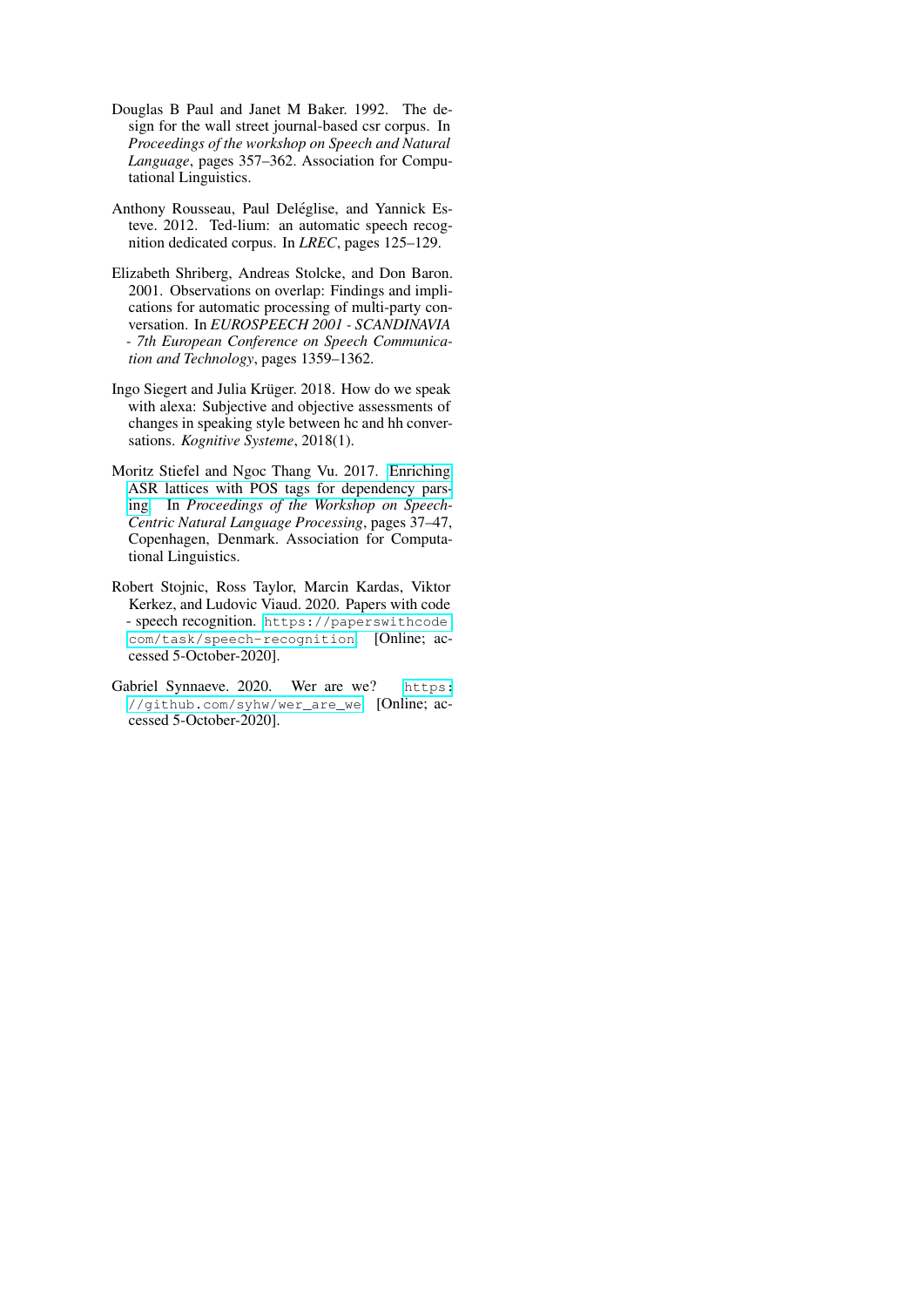Douglas B Paul and Janet M Baker. 1992. The design for the wall street journal-based csr corpus. In *Proceedings of the workshop on Speech and Natural Language*, pages 357–362. Association for Computational Linguistics.

Anthony Rousseau, Paul Deléglise, and Yannick Esteve. 2012. Ted-lium: an automatic speech recognition dedicated corpus. In *LREC*, pages 125–129.

Elizabeth Shriberg, Andreas Stolcke, and Don Baron. 2001. Observations on overlap: Findings and implications for automatic processing of multi-party conversation. In *EUROSPEECH 2001 - SCANDINAVIA - 7th European Conference on Speech Communication and Technology*, pages 1359–1362.

Ingo Siegert and Julia Krüger. 2018. How do we speak with alexa: Subjective and objective assessments of changes in speaking style between hc and hh conversations. *Kognitive Systeme*, 2018(1).

Moritz Stiefel and Ngoc Thang Vu. 2017. Enriching ASR lattices with POS tags for dependency parsing. In *Proceedings of the Workshop on Speech-Centric Natural Language Processing*, pages 37–47, Copenhagen, Denmark. Association for Computational Linguistics.

Robert Stojnic, Ross Taylor, Marcin Kardas, Viktor Kerkez, and Ludovic Viaud. 2020. Papers with code - speech recognition. https://paperswithcode.com/task/speech-recognition. [Online; accessed 5-October-2020].

Gabriel Synnaeve. 2020. Wer are we? https://github.com/syhw/wer_are_we. [Online; accessed 5-October-2020].